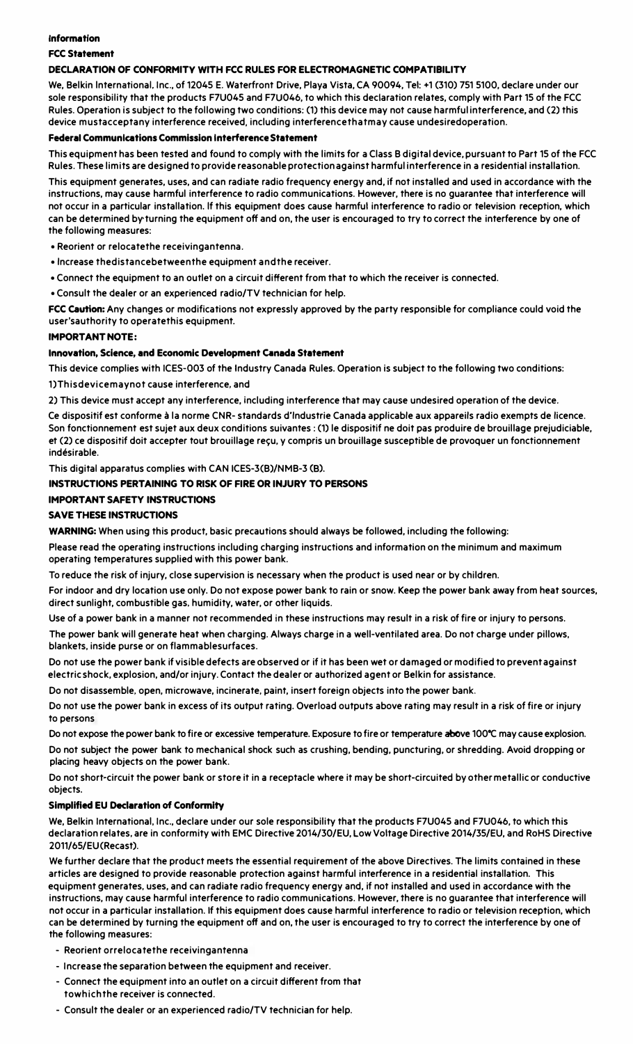**Information**

**FCC Statement**

**DECLARATION OF CONFORMITY WITH FCC RULES FOR ELECTROMAGNETIC COMPATIBILITY**

We, Belkin International, Inc., of 12045 E. Waterfront Drive, Playa Vista, CA 90094, Tel: +1 (310) 751 5100, declare under our sole responsibility that the products F7U045 and F7U046, to which this declaration relates, comply with Part 15 of the FCC Rules. Operation is subject to the following two conditions: (1) this device may not cause harmfulinterference, and (2) this device mustacceptany interference received, including interferencethatmay cause undesiredoperation.

**Federal Communications Commission Interference Statement**

This equipment has been tested and found to comply with the limits for a Class B digital device, pursuant to Part 15 of the FCC Rules. These limits are designed to provide reasonable protection against harmful interference in a residential installation.

This equipment generates, uses, and can radiate radio frequency energy and, if not installed and used in accordance with the instructions, may cause harmful interference to radio communications. However, there is no guarantee that interference will not occur in a particular installation. If this equipment does cause harmful interference to radio or television reception, which can be determined by turning the equipment off and on, the user is encouraged to try to correct the interference by one of the following measures:

- Reorient or relocatethe receivingantenna.
- Increase thedistancebetweenthe equipment andthe receiver.
- Connect the equipment to an outlet on a circuit different from that to which the receiver is connected.
- Consult the dealer or an experienced radio/TV technician for help.

**FCC Caution:** Any changes or modifications not expressly approved by the party responsible for compliance could void the user'sauthority to operatethis equipment.

**IMPORTANT NOTE:**

**Innovation, Science, and Economic Development Canada Statement**

This device complies with ICES-003 of the Industry Canada Rules. Operation is subject to the following two conditions:

1)Thisdevicemaynot cause interference, and

2) This device must accept any interference, including interference that may cause undesired operation of the device.

Ce dispositif est conforme à la norme CNR- standards d'Industrie Canada applicable aux appareils radio exempts de licence. Son fonctionnement est sujet aux deux conditions suivantes : (1) le dispositif ne doit pas produire de brouillage prejudiciable, et (2) ce dispositif doit accepter tout brouillage reçu, y compris un brouillage susceptible de provoquer un fonctionnement indésirable.

This digital apparatus complies with CAN ICES-3(B)/NMB-3 (B).

**INSTRUCTIONS PERTAINING TO RISK OF FIRE OR INJURY TO PERSONS**

**IMPORTANT SAFETY INSTRUCTIONS**

**SAVE THESE INSTRUCTIONS**

**WARNING:** When using this product, basic precautions should always be followed, including the following:

Please read the operating instructions including charging instructions and information on the minimum and maximum operating temperatures supplied with this power bank.

To reduce the risk of injury, close supervision is necessary when the product is used near or by children.

For indoor and dry location use only. Do not expose power bank to rain or snow. Keep the power bank away from heat sources, direct sunlight, combustible gas, humidity, water, or other liquids.

Use of a power bank in a manner not recommended in these instructions may result in a risk of fire or injury to persons.

The power bank will generate heat when charging. Always charge in a well-ventilated area. Do not charge under pillows, blankets, inside purse or on flammablesurfaces.

Do not use the power bank if visible defects are observed or if it has been wet or damaged or modified to prevent against electric shock, explosion, and/or injury. Contact the dealer or authorized agent or Belkin for assistance.

Do not disassemble, open, microwave, incinerate, paint, insert foreign objects into the power bank.

Do not use the power bank in excess of its output rating. Overload outputs above rating may result in a risk of fire or injury to persons

Do not expose the power bank to fire or excessive temperature. Exposure to fire or temperature above 100°C may cause explosion.

Do not subject the power bank to mechanical shock such as crushing, bending, puncturing, or shredding. Avoid dropping or placing heavy objects on the power bank.

Do not short-circuit the power bank or store it in a receptacle where it may be short-circuited by othermetallic or conductive objects.

**Simplified EU Declaration of Conformity**

We, Belkin International, Inc., declare under our sole responsibility that the products F7U045 and F7U046, to which this declaration relates, are in conformity with EMC Directive 2014/30/EU, Low Voltage Directive 2014/35/EU, and RoHS Directive 2011/65/EU(Recast).

We further declare that the product meets the essential requirement of the above Directives. The limits contained in these articles are designed to provide reasonable protection against harmful interference in a residential installation. This equipment generates, uses, and can radiate radio frequency energy and, if not installed and used in accordance with the instructions, may cause harmful interference to radio communications. However, there is no guarantee that interference will not occur in a particular installation. If this equipment does cause harmful interference to radio or television reception, which can be determined by turning the equipment off and on, the user is encouraged to try to correct the interference by one of the following measures:

- Reorient orrelocatethe receivingantenna
- Increase the separation between the equipment and receiver.
- Connect the equipment into an outlet on a circuit different from that towhichthe receiver is connected.
- Consult the dealer or an experienced radio/TV technician for help.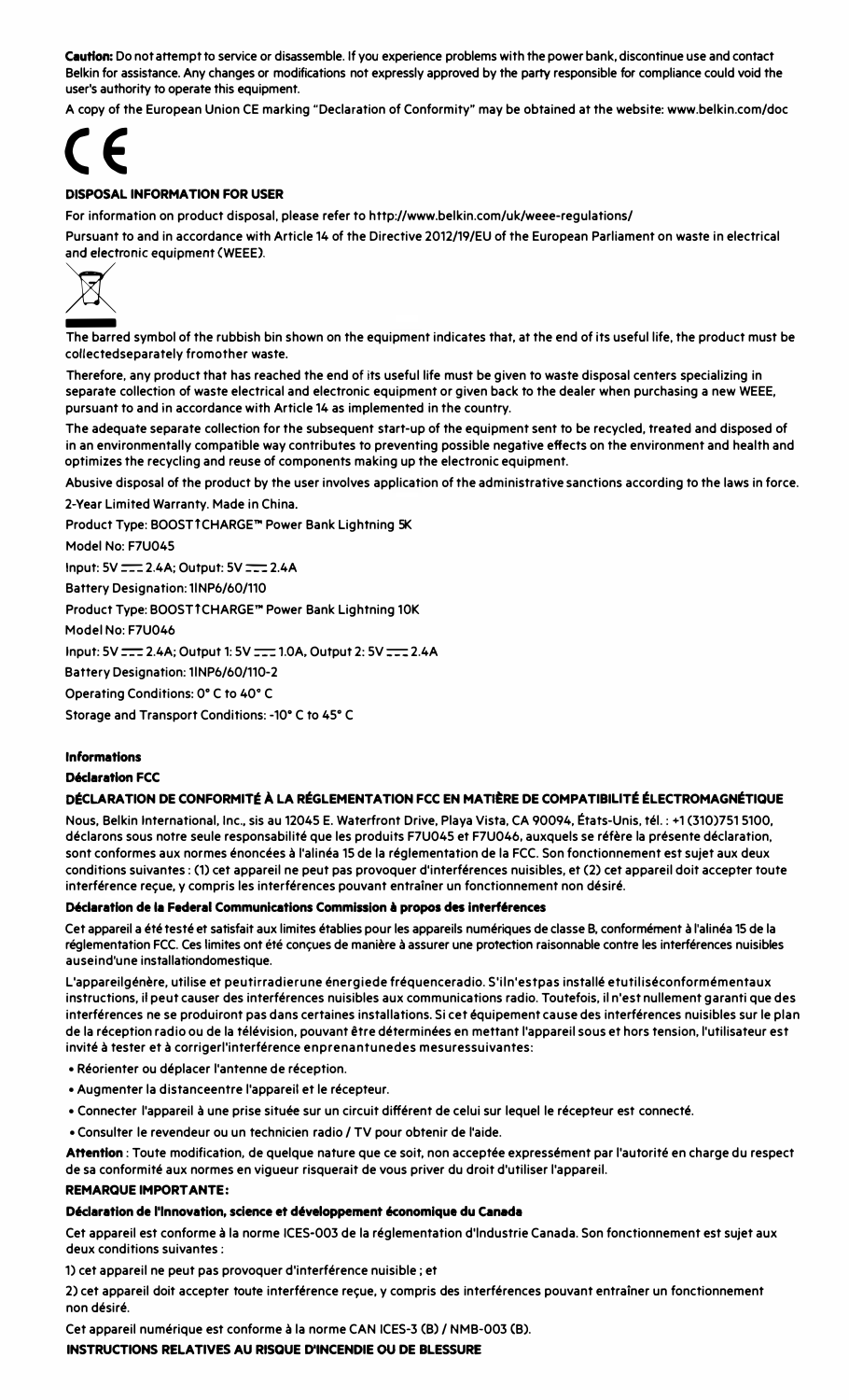**Caution:** Do not attempt to service or disassemble. If you experience problems with the power bank, discontinue use and contact Belkin for assistance. Any changes or modifications not expressly approved by the party responsible for compliance could void the user's authority to operate this equipment.

A copy of the European Union CE marking "Declaration of Conformity" may be obtained at the website: www.belkin.com/doc

CE

**DISPOSAL INFORMATION FOR USER**

For information on product disposal, please refer to http://www.belkin.com/uk/weee-regulations/

Pursuant to and in accordance with Article 14 of the Directive 2012/19/EU of the European Parliament on waste in electrical and electronic equipment (WEEE).

The barred symbol of the rubbish bin shown on the equipment indicates that, at the end of its useful life, the product must be collectedseparately fromother waste.

Therefore, any product that has reached the end of its useful life must be given to waste disposal centers specializing in separate collection of waste electrical and electronic equipment or given back to the dealer when purchasing a new WEEE, pursuant to and in accordance with Article 14 as implemented in the country.

The adequate separate collection for the subsequent start-up of the equipment sent to be recycled, treated and disposed of in an environmentally compatible way contributes to preventing possible negative effects on the environment and health and optimizes the recycling and reuse of components making up the electronic equipment.

Abusive disposal of the product by the user involves application of the administrative sanctions according to the laws in force.

2-Year Limited Warranty. Made in China.

Product Type: BOOST↑CHARGE™ Power Bank Lightning 5K

Model No: F7U045

Input: 5V ⎓ 2.4A; Output: 5V ⎓ 2.4A

Battery Designation: 1INP6/60/110

Product Type: BOOST↑CHARGE™ Power Bank Lightning 10K

Model No: F7U046

Input: 5V ⎓ 2.4A; Output 1: 5V ⎓ 1.0A, Output 2: 5V ⎓ 2.4A

Battery Designation: 1INP6/60/110-2

Operating Conditions: 0° C to 40° C

Storage and Transport Conditions: -10° C to 45° C

**Informations**

**Déclaration FCC**

**DÉCLARATION DE CONFORMITÉ À LA RÉGLEMENTATION FCC EN MATIÈRE DE COMPATIBILITÉ ÉLECTROMAGNÉTIQUE**

Nous, Belkin International, Inc., sis au 12045 E. Waterfront Drive, Playa Vista, CA 90094, États-Unis, tél. : +1 (310)751 5100, déclarons sous notre seule responsabilité que les produits F7U045 et F7U046, auxquels se réfère la présente déclaration, sont conformes aux normes énoncées à l'alinéa 15 de la réglementation de la FCC. Son fonctionnement est sujet aux deux conditions suivantes : (1) cet appareil ne peut pas provoquer d'interférences nuisibles, et (2) cet appareil doit accepter toute interférence reçue, y compris les interférences pouvant entraîner un fonctionnement non désiré.

**Déclaration de la Federal Communications Commission à propos des interférences**

Cet appareil a été testé et satisfait aux limites établies pour les appareils numériques de classe B, conformément à l'alinéa 15 de la réglementation FCC. Ces limites ont été conçues de manière à assurer une protection raisonnable contre les interférences nuisibles auseind'une installationdomestique.

L'appareilgénère, utilise et peutirradierune énergiede fréquenceradio. S'iln'estpas installé etutiliséconformémentaux instructions, il peut causer des interférences nuisibles aux communications radio. Toutefois, il n'est nullement garanti que des interférences ne se produiront pas dans certaines installations. Si cet équipement cause des interférences nuisibles sur le plan de la réception radio ou de la télévision, pouvant être déterminées en mettant l'appareil sous et hors tension, l'utilisateur est invité à tester et à corrigerl'interférence enprenantunedes mesuressuivantes:

- Réorienter ou déplacer l'antenne de réception.
- Augmenter la distanceentre l'appareil et le récepteur.
- Connecter l'appareil à une prise située sur un circuit différent de celui sur lequel le récepteur est connecté.
- Consulter le revendeur ou un technicien radio / TV pour obtenir de l'aide.

**Attention** : Toute modification, de quelque nature que ce soit, non acceptée expressément par l'autorité en charge du respect de sa conformité aux normes en vigueur risquerait de vous priver du droit d'utiliser l'appareil.

**REMARQUE IMPORTANTE:**

**Déclaration de l'Innovation, science et développement économique du Canada**

Cet appareil est conforme à la norme ICES-003 de la réglementation d'Industrie Canada. Son fonctionnement est sujet aux deux conditions suivantes :

1) cet appareil ne peut pas provoquer d'interférence nuisible ; et

2) cet appareil doit accepter toute interférence reçue, y compris des interférences pouvant entraîner un fonctionnement non désiré.

Cet appareil numérique est conforme à la norme CAN ICES-3 (B) / NMB-003 (B).

**INSTRUCTIONS RELATIVES AU RISQUE D'INCENDIE OU DE BLESSURE**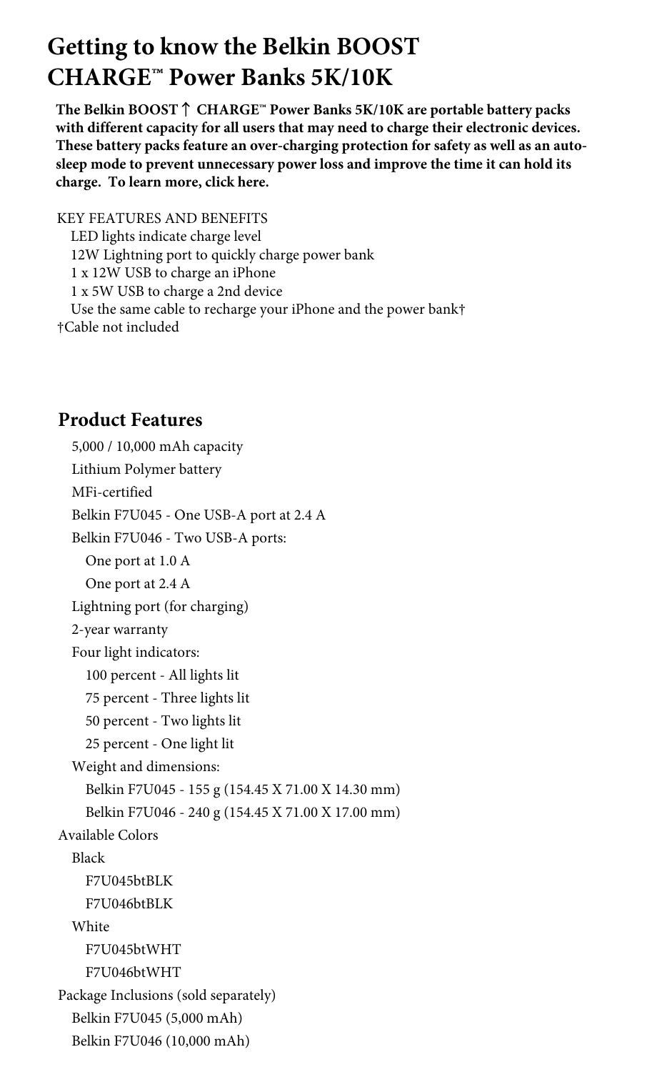# Getting to know the Belkin BOOST CHARGE™ Power Banks 5K/10K

**The Belkin BOOST↑ CHARGE™ Power Banks 5K/10K are portable battery packs with different capacity for all users that may need to charge their electronic devices. These battery packs feature an over-charging protection for safety as well as an auto-sleep mode to prevent unnecessary power loss and improve the time it can hold its charge. To learn more, click here.**

KEY FEATURES AND BENEFITS

- LED lights indicate charge level
- 12W Lightning port to quickly charge power bank
- 1 x 12W USB to charge an iPhone
- 1 x 5W USB to charge a 2nd device
- Use the same cable to recharge your iPhone and the power bank†

†Cable not included

## Product Features

- 5,000 / 10,000 mAh capacity
- Lithium Polymer battery
- MFi-certified
- Belkin F7U045 - One USB-A port at 2.4 A
- Belkin F7U046 - Two USB-A ports:
  - One port at 1.0 A
  - One port at 2.4 A
- Lightning port (for charging)
- 2-year warranty
- Four light indicators:
  - 100 percent - All lights lit
  - 75 percent - Three lights lit
  - 50 percent - Two lights lit
  - 25 percent - One light lit
- Weight and dimensions:
  - Belkin F7U045 - 155 g (154.45 X 71.00 X 14.30 mm)
  - Belkin F7U046 - 240 g (154.45 X 71.00 X 17.00 mm)

Available Colors

- Black
  - F7U045btBLK
  - F7U046btBLK
- White
  - F7U045btWHT
  - F7U046btWHT

Package Inclusions (sold separately)

- Belkin F7U045 (5,000 mAh)
- Belkin F7U046 (10,000 mAh)